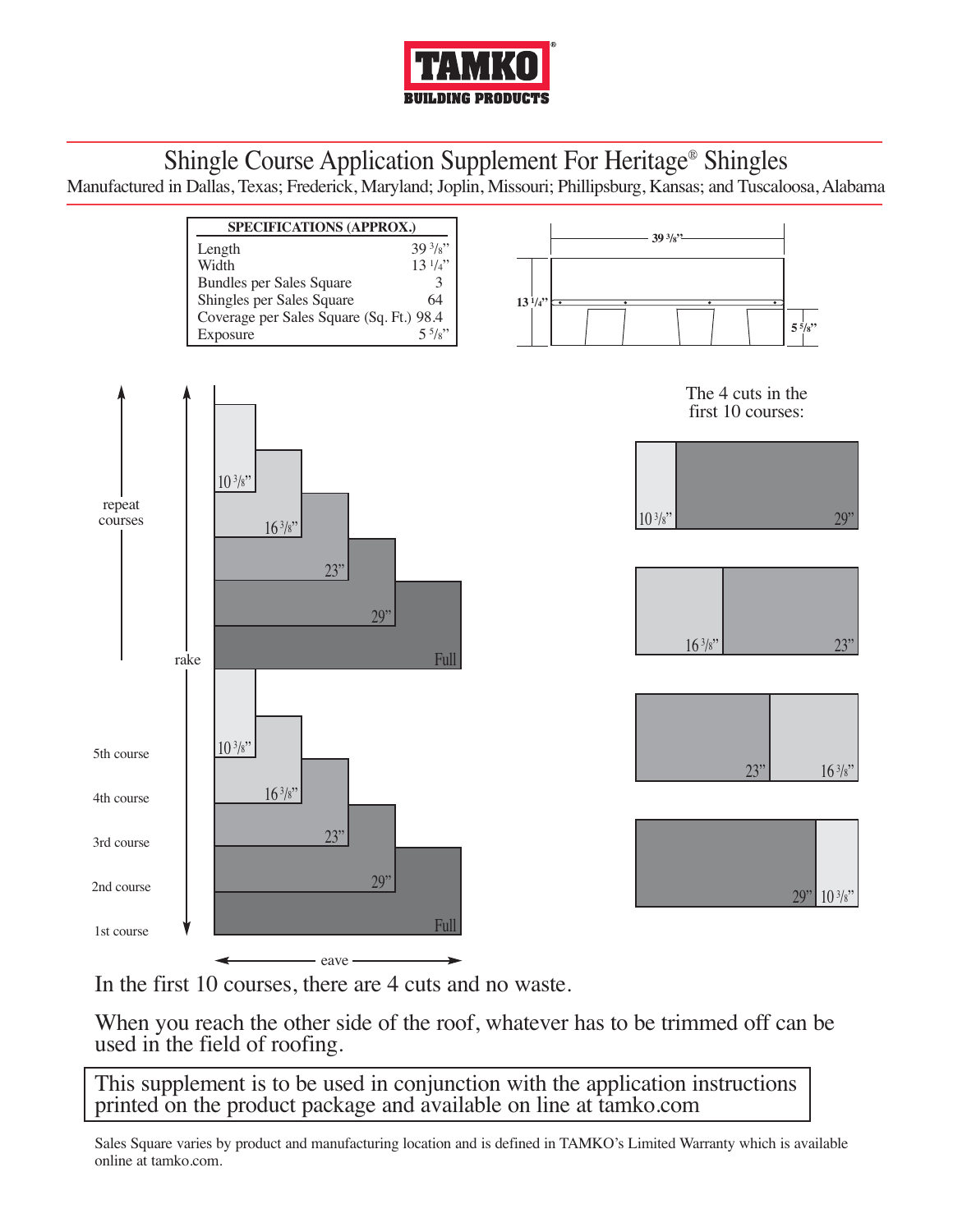# Shingle Course Application Supplement For Heritage® Shingles

Manufactured in Dallas, Texas; Frederick, Maryland; Joplin, Missouri; Phillipsburg, Kansas; and Tuscaloosa, Alabama

| SPECIFICATIONS (APPROX.) | |
|---|---|
| Length | 39 3/8" |
| Width | 13 1/4" |
| Bundles per Sales Square | 3 |
| Shingles per Sales Square | 64 |
| Coverage per Sales Square (Sq. Ft.) | 98.4 |
| Exposure | 5 5/8" |

39 3/8"

13 1/4"

5 5/8"

repeat courses

rake

5th course — 10 3/8"

4th course — 16 3/8"

3rd course — 23"

2nd course — 29"

1st course — Full

eave

The 4 cuts in the first 10 courses:

- 10 3/8" | 29"
- 16 3/8" | 23"
- 23" | 16 3/8"
- 29" | 10 3/8"

In the first 10 courses, there are 4 cuts and no waste.

When you reach the other side of the roof, whatever has to be trimmed off can be used in the field of roofing.

This supplement is to be used in conjunction with the application instructions printed on the product package and available on line at tamko.com

Sales Square varies by product and manufacturing location and is defined in TAMKO's Limited Warranty which is available online at tamko.com.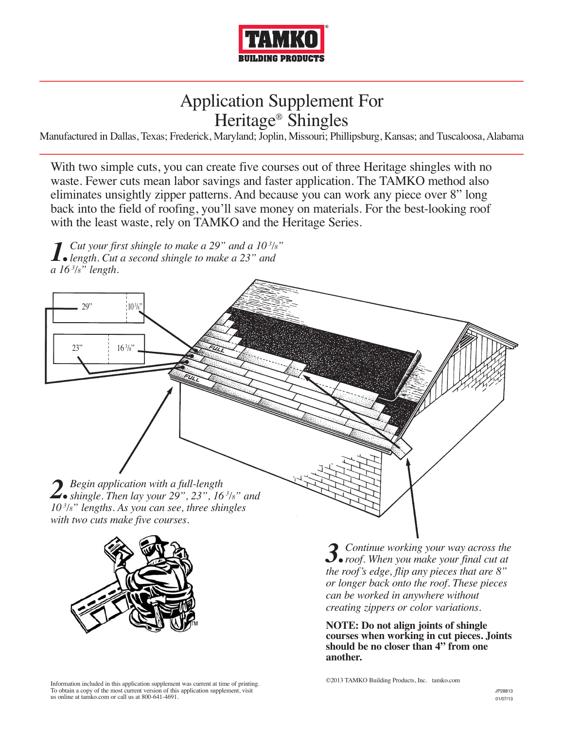TAMKO
BUILDING PRODUCTS

# Application Supplement For Heritage® Shingles

Manufactured in Dallas, Texas; Frederick, Maryland; Joplin, Missouri; Phillipsburg, Kansas; and Tuscaloosa, Alabama

With two simple cuts, you can create five courses out of three Heritage shingles with no waste. Fewer cuts mean labor savings and faster application. The TAMKO method also eliminates unsightly zipper patterns. And because you can work any piece over 8" long back into the field of roofing, you'll save money on materials. For the best-looking roof with the least waste, rely on TAMKO and the Heritage Series.

***1.*** *Cut your first shingle to make a 29" and a 10 3/8" length. Cut a second shingle to make a 23" and a 16 3/8" length.*

29"
10 3/8"
23"
16 3/8"
FULL
FULL

***2.*** *Begin application with a full-length shingle. Then lay your 29", 23", 16 3/8" and 10 3/8" lengths. As you can see, three shingles with two cuts make five courses.*

***3.*** *Continue working your way across the roof. When you make your final cut at the roof's edge, flip any pieces that are 8" or longer back onto the roof. These pieces can be worked in anywhere without creating zippers or color variations.*

**NOTE: Do not align joints of shingle courses when working in cut pieces. Joints should be no closer than 4" from one another.**

Information included in this application supplement was current at time of printing. To obtain a copy of the most current version of this application supplement, visit us online at tamko.com or call us at 800-641-4691.

©2013 TAMKO Building Products, Inc. tamko.com

JP28813
01/07/13